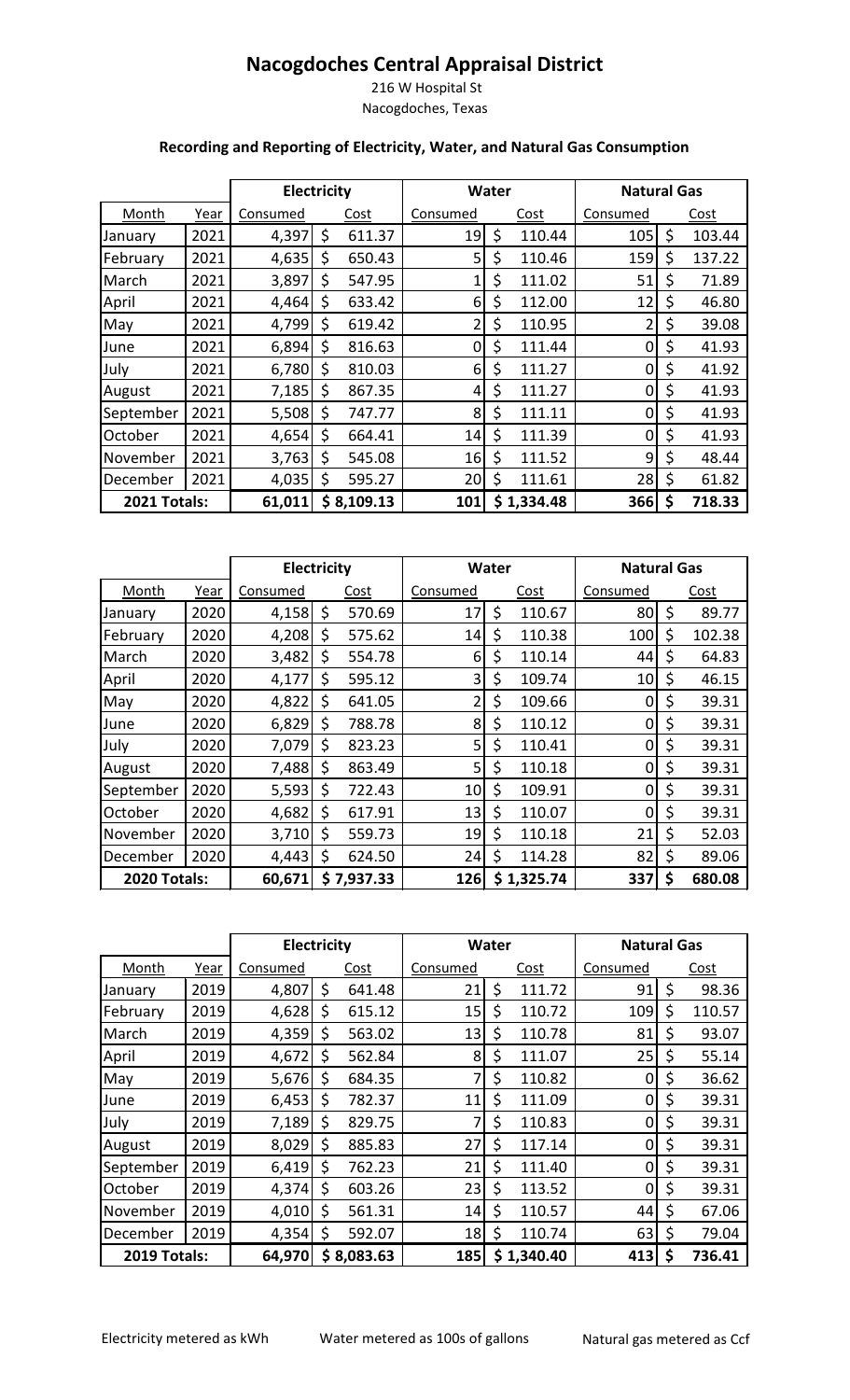# Nacogdoches Central Appraisal District

216 W Hospital St
Nacogdoches, Texas

### Recording and Reporting of Electricity, Water, and Natural Gas Consumption

| | | Electricity | | Water | | Natural Gas | |
|---|---|---|---|---|---|---|---|
| Month | Year | Consumed | Cost | Consumed | Cost | Consumed | Cost |
| January | 2021 | 4,397 | $ 611.37 | 19 | $ 110.44 | 105 | $ 103.44 |
| February | 2021 | 4,635 | $ 650.43 | 5 | $ 110.46 | 159 | $ 137.22 |
| March | 2021 | 3,897 | $ 547.95 | 1 | $ 111.02 | 51 | $ 71.89 |
| April | 2021 | 4,464 | $ 633.42 | 6 | $ 112.00 | 12 | $ 46.80 |
| May | 2021 | 4,799 | $ 619.42 | 2 | $ 110.95 | 2 | $ 39.08 |
| June | 2021 | 6,894 | $ 816.63 | 0 | $ 111.44 | 0 | $ 41.93 |
| July | 2021 | 6,780 | $ 810.03 | 6 | $ 111.27 | 0 | $ 41.92 |
| August | 2021 | 7,185 | $ 867.35 | 4 | $ 111.27 | 0 | $ 41.93 |
| September | 2021 | 5,508 | $ 747.77 | 8 | $ 111.11 | 0 | $ 41.93 |
| October | 2021 | 4,654 | $ 664.41 | 14 | $ 111.39 | 0 | $ 41.93 |
| November | 2021 | 3,763 | $ 545.08 | 16 | $ 111.52 | 9 | $ 48.44 |
| December | 2021 | 4,035 | $ 595.27 | 20 | $ 111.61 | 28 | $ 61.82 |
| **2021 Totals:** | | **61,011** | **$ 8,109.13** | **101** | **$ 1,334.48** | **366** | **$ 718.33** |

| | | Electricity | | Water | | Natural Gas | |
|---|---|---|---|---|---|---|---|
| Month | Year | Consumed | Cost | Consumed | Cost | Consumed | Cost |
| January | 2020 | 4,158 | $ 570.69 | 17 | $ 110.67 | 80 | $ 89.77 |
| February | 2020 | 4,208 | $ 575.62 | 14 | $ 110.38 | 100 | $ 102.38 |
| March | 2020 | 3,482 | $ 554.78 | 6 | $ 110.14 | 44 | $ 64.83 |
| April | 2020 | 4,177 | $ 595.12 | 3 | $ 109.74 | 10 | $ 46.15 |
| May | 2020 | 4,822 | $ 641.05 | 2 | $ 109.66 | 0 | $ 39.31 |
| June | 2020 | 6,829 | $ 788.78 | 8 | $ 110.12 | 0 | $ 39.31 |
| July | 2020 | 7,079 | $ 823.23 | 5 | $ 110.41 | 0 | $ 39.31 |
| August | 2020 | 7,488 | $ 863.49 | 5 | $ 110.18 | 0 | $ 39.31 |
| September | 2020 | 5,593 | $ 722.43 | 10 | $ 109.91 | 0 | $ 39.31 |
| October | 2020 | 4,682 | $ 617.91 | 13 | $ 110.07 | 0 | $ 39.31 |
| November | 2020 | 3,710 | $ 559.73 | 19 | $ 110.18 | 21 | $ 52.03 |
| December | 2020 | 4,443 | $ 624.50 | 24 | $ 114.28 | 82 | $ 89.06 |
| **2020 Totals:** | | **60,671** | **$ 7,937.33** | **126** | **$ 1,325.74** | **337** | **$ 680.08** |

| | | Electricity | | Water | | Natural Gas | |
|---|---|---|---|---|---|---|---|
| Month | Year | Consumed | Cost | Consumed | Cost | Consumed | Cost |
| January | 2019 | 4,807 | $ 641.48 | 21 | $ 111.72 | 91 | $ 98.36 |
| February | 2019 | 4,628 | $ 615.12 | 15 | $ 110.72 | 109 | $ 110.57 |
| March | 2019 | 4,359 | $ 563.02 | 13 | $ 110.78 | 81 | $ 93.07 |
| April | 2019 | 4,672 | $ 562.84 | 8 | $ 111.07 | 25 | $ 55.14 |
| May | 2019 | 5,676 | $ 684.35 | 7 | $ 110.82 | 0 | $ 36.62 |
| June | 2019 | 6,453 | $ 782.37 | 11 | $ 111.09 | 0 | $ 39.31 |
| July | 2019 | 7,189 | $ 829.75 | 7 | $ 110.83 | 0 | $ 39.31 |
| August | 2019 | 8,029 | $ 885.83 | 27 | $ 117.14 | 0 | $ 39.31 |
| September | 2019 | 6,419 | $ 762.23 | 21 | $ 111.40 | 0 | $ 39.31 |
| October | 2019 | 4,374 | $ 603.26 | 23 | $ 113.52 | 0 | $ 39.31 |
| November | 2019 | 4,010 | $ 561.31 | 14 | $ 110.57 | 44 | $ 67.06 |
| December | 2019 | 4,354 | $ 592.07 | 18 | $ 110.74 | 63 | $ 79.04 |
| **2019 Totals:** | | **64,970** | **$ 8,083.63** | **185** | **$ 1,340.40** | **413** | **$ 736.41** |

Electricity metered as kWh    Water metered as 100s of gallons    Natural gas metered as Ccf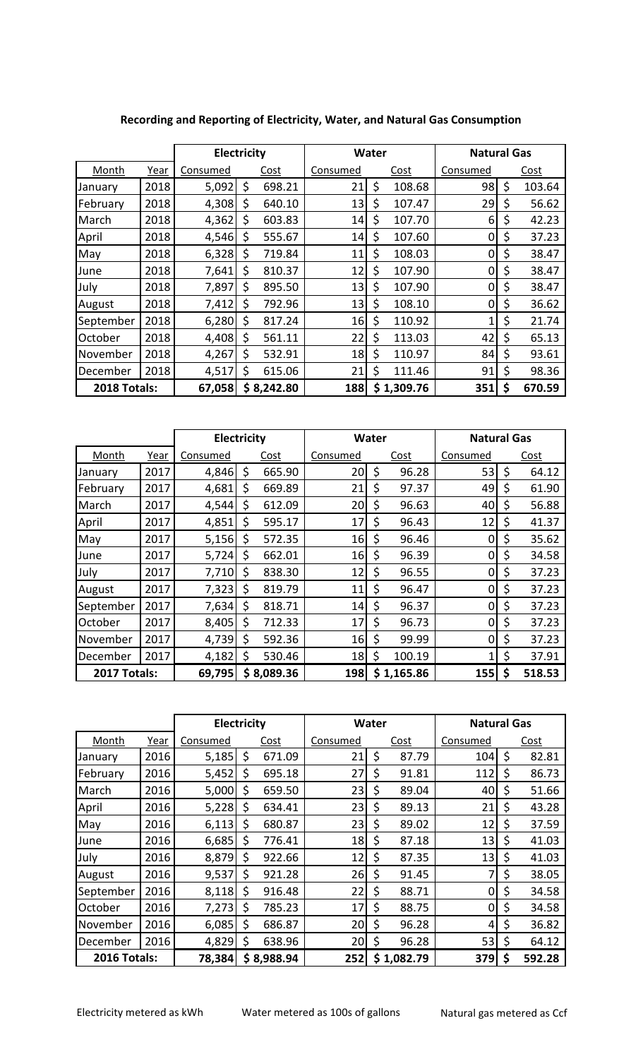**Recording and Reporting of Electricity, Water, and Natural Gas Consumption**

| | | Electricity | | Water | | Natural Gas | |
|---|---|---|---|---|---|---|---|
| Month | Year | Consumed | Cost | Consumed | Cost | Consumed | Cost |
| January | 2018 | 5,092 | $ 698.21 | 21 | $ 108.68 | 98 | $ 103.64 |
| February | 2018 | 4,308 | $ 640.10 | 13 | $ 107.47 | 29 | $ 56.62 |
| March | 2018 | 4,362 | $ 603.83 | 14 | $ 107.70 | 6 | $ 42.23 |
| April | 2018 | 4,546 | $ 555.67 | 14 | $ 107.60 | 0 | $ 37.23 |
| May | 2018 | 6,328 | $ 719.84 | 11 | $ 108.03 | 0 | $ 38.47 |
| June | 2018 | 7,641 | $ 810.37 | 12 | $ 107.90 | 0 | $ 38.47 |
| July | 2018 | 7,897 | $ 895.50 | 13 | $ 107.90 | 0 | $ 38.47 |
| August | 2018 | 7,412 | $ 792.96 | 13 | $ 108.10 | 0 | $ 36.62 |
| September | 2018 | 6,280 | $ 817.24 | 16 | $ 110.92 | 1 | $ 21.74 |
| October | 2018 | 4,408 | $ 561.11 | 22 | $ 113.03 | 42 | $ 65.13 |
| November | 2018 | 4,267 | $ 532.91 | 18 | $ 110.97 | 84 | $ 93.61 |
| December | 2018 | 4,517 | $ 615.06 | 21 | $ 111.46 | 91 | $ 98.36 |
| **2018 Totals:** | | **67,058** | **$ 8,242.80** | **188** | **$ 1,309.76** | **351** | **$ 670.59** |

| | | Electricity | | Water | | Natural Gas | |
|---|---|---|---|---|---|---|---|
| Month | Year | Consumed | Cost | Consumed | Cost | Consumed | Cost |
| January | 2017 | 4,846 | $ 665.90 | 20 | $ 96.28 | 53 | $ 64.12 |
| February | 2017 | 4,681 | $ 669.89 | 21 | $ 97.37 | 49 | $ 61.90 |
| March | 2017 | 4,544 | $ 612.09 | 20 | $ 96.63 | 40 | $ 56.88 |
| April | 2017 | 4,851 | $ 595.17 | 17 | $ 96.43 | 12 | $ 41.37 |
| May | 2017 | 5,156 | $ 572.35 | 16 | $ 96.46 | 0 | $ 35.62 |
| June | 2017 | 5,724 | $ 662.01 | 16 | $ 96.39 | 0 | $ 34.58 |
| July | 2017 | 7,710 | $ 838.30 | 12 | $ 96.55 | 0 | $ 37.23 |
| August | 2017 | 7,323 | $ 819.79 | 11 | $ 96.47 | 0 | $ 37.23 |
| September | 2017 | 7,634 | $ 818.71 | 14 | $ 96.37 | 0 | $ 37.23 |
| October | 2017 | 8,405 | $ 712.33 | 17 | $ 96.73 | 0 | $ 37.23 |
| November | 2017 | 4,739 | $ 592.36 | 16 | $ 99.99 | 0 | $ 37.23 |
| December | 2017 | 4,182 | $ 530.46 | 18 | $ 100.19 | 1 | $ 37.91 |
| **2017 Totals:** | | **69,795** | **$ 8,089.36** | **198** | **$ 1,165.86** | **155** | **$ 518.53** |

| | | Electricity | | Water | | Natural Gas | |
|---|---|---|---|---|---|---|---|
| Month | Year | Consumed | Cost | Consumed | Cost | Consumed | Cost |
| January | 2016 | 5,185 | $ 671.09 | 21 | $ 87.79 | 104 | $ 82.81 |
| February | 2016 | 5,452 | $ 695.18 | 27 | $ 91.81 | 112 | $ 86.73 |
| March | 2016 | 5,000 | $ 659.50 | 23 | $ 89.04 | 40 | $ 51.66 |
| April | 2016 | 5,228 | $ 634.41 | 23 | $ 89.13 | 21 | $ 43.28 |
| May | 2016 | 6,113 | $ 680.87 | 23 | $ 89.02 | 12 | $ 37.59 |
| June | 2016 | 6,685 | $ 776.41 | 18 | $ 87.18 | 13 | $ 41.03 |
| July | 2016 | 8,879 | $ 922.66 | 12 | $ 87.35 | 13 | $ 41.03 |
| August | 2016 | 9,537 | $ 921.28 | 26 | $ 91.45 | 7 | $ 38.05 |
| September | 2016 | 8,118 | $ 916.48 | 22 | $ 88.71 | 0 | $ 34.58 |
| October | 2016 | 7,273 | $ 785.23 | 17 | $ 88.75 | 0 | $ 34.58 |
| November | 2016 | 6,085 | $ 686.87 | 20 | $ 96.28 | 4 | $ 36.82 |
| December | 2016 | 4,829 | $ 638.96 | 20 | $ 96.28 | 53 | $ 64.12 |
| **2016 Totals:** | | **78,384** | **$ 8,988.94** | **252** | **$ 1,082.79** | **379** | **$ 592.28** |

Electricity metered as kWh    Water metered as 100s of gallons    Natural gas metered as Ccf